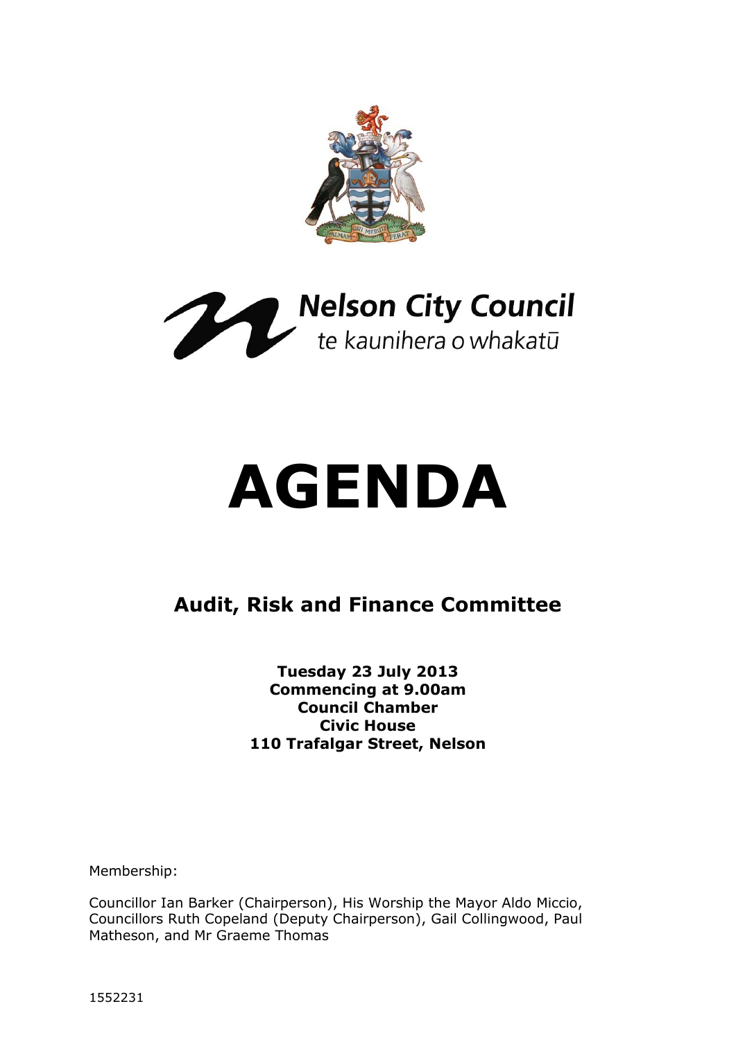Nelson City Council
te kaunihera o whakatū

# AGENDA

## Audit, Risk and Finance Committee

**Tuesday 23 July 2013**
**Commencing at 9.00am**
**Council Chamber**
**Civic House**
**110 Trafalgar Street, Nelson**

Membership:

Councillor Ian Barker (Chairperson), His Worship the Mayor Aldo Miccio, Councillors Ruth Copeland (Deputy Chairperson), Gail Collingwood, Paul Matheson, and Mr Graeme Thomas

1552231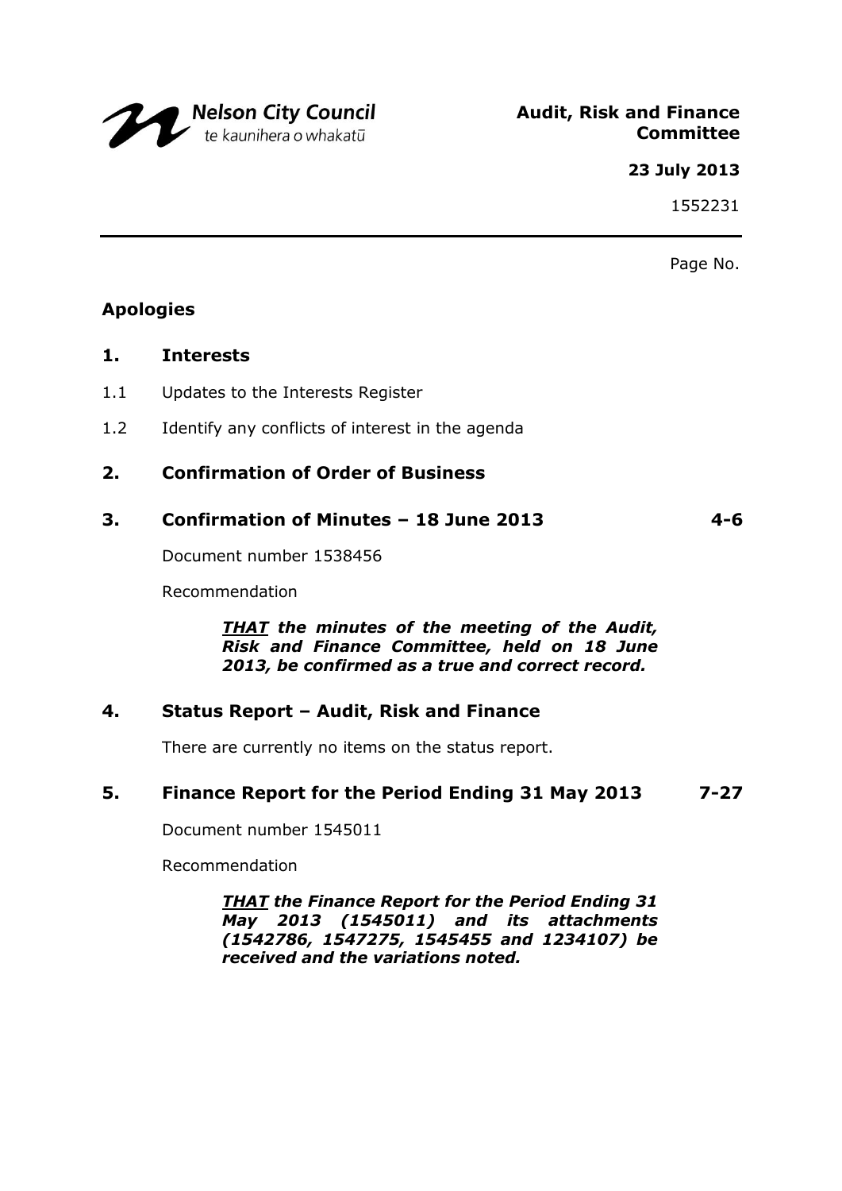Nelson City Council
te kaunihera o whakatū

**Audit, Risk and Finance Committee**

**23 July 2013**

1552231

Page No.

## Apologies

## 1. Interests

1.1 Updates to the Interests Register

1.2 Identify any conflicts of interest in the agenda

## 2. Confirmation of Order of Business

## 3. Confirmation of Minutes – 18 June 2013 — 4-6

Document number 1538456

Recommendation

***THAT** the minutes of the meeting of the Audit, Risk and Finance Committee, held on 18 June 2013, be confirmed as a true and correct record.*

## 4. Status Report – Audit, Risk and Finance

There are currently no items on the status report.

## 5. Finance Report for the Period Ending 31 May 2013 — 7-27

Document number 1545011

Recommendation

***THAT** the Finance Report for the Period Ending 31 May 2013 (1545011) and its attachments (1542786, 1547275, 1545455 and 1234107) be received and the variations noted.*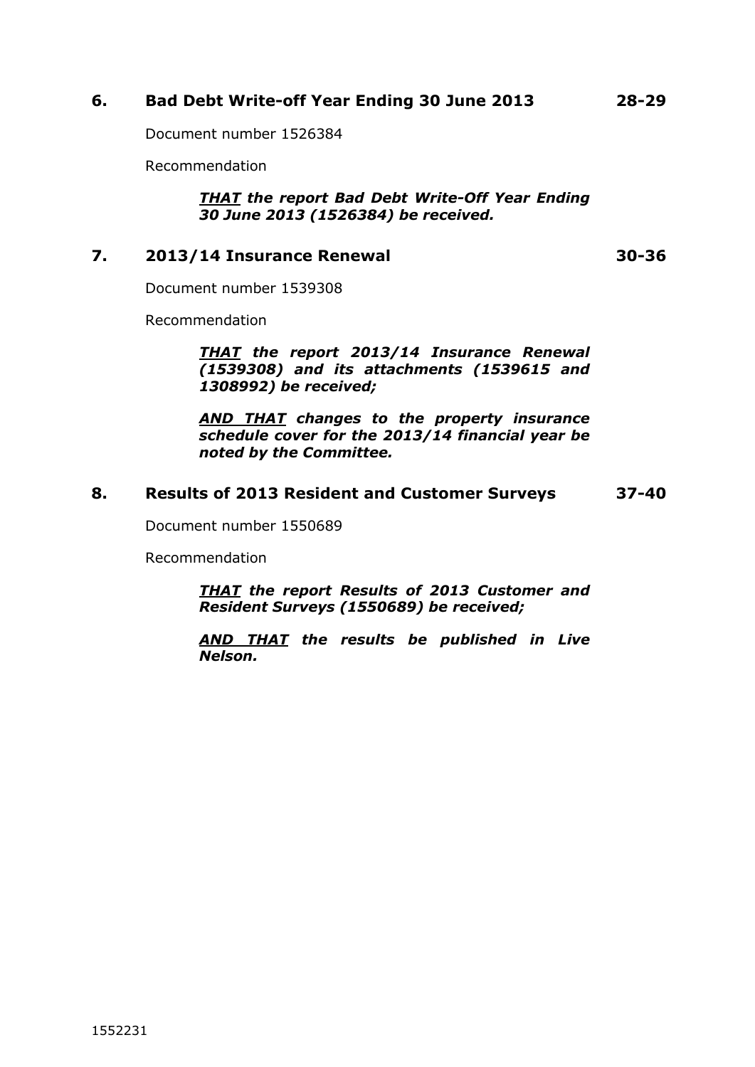## 6. Bad Debt Write-off Year Ending 30 June 2013 — 28-29

Document number 1526384

Recommendation

> ***<u>THAT</u> the report Bad Debt Write-Off Year Ending 30 June 2013 (1526384) be received.***

## 7. 2013/14 Insurance Renewal — 30-36

Document number 1539308

Recommendation

> ***<u>THAT</u> the report 2013/14 Insurance Renewal (1539308) and its attachments (1539615 and 1308992) be received;***
>
> ***<u>AND THAT</u> changes to the property insurance schedule cover for the 2013/14 financial year be noted by the Committee.***

## 8. Results of 2013 Resident and Customer Surveys — 37-40

Document number 1550689

Recommendation

> ***<u>THAT</u> the report Results of 2013 Customer and Resident Surveys (1550689) be received;***
>
> ***<u>AND THAT</u> the results be published in Live Nelson.***

1552231